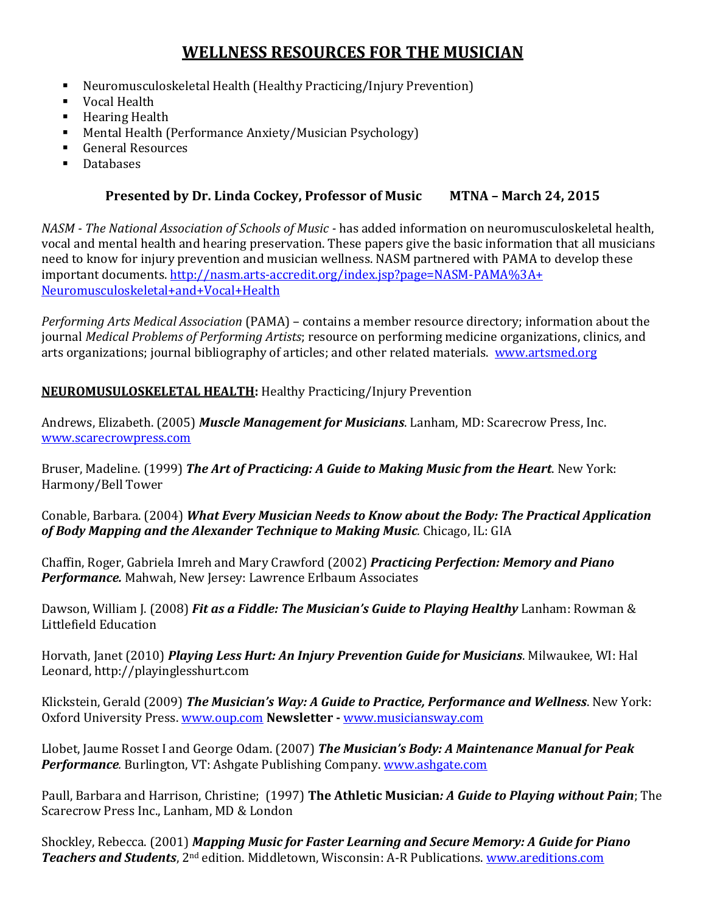# WELLNESS RESOURCES FOR THE MUSICIAN

- Neuromusculoskeletal Health (Healthy Practicing/Injury Prevention)
- Vocal Health
- Hearing Health
- Mental Health (Performance Anxiety/Musician Psychology)
- General Resources
- Databases

**Presented by Dr. Linda Cockey, Professor of Music MTNA – March 24, 2015**

*NASM - The National Association of Schools of Music -* has added information on neuromusculoskeletal health, vocal and mental health and hearing preservation. These papers give the basic information that all musicians need to know for injury prevention and musician wellness. NASM partnered with PAMA to develop these important documents. [http://nasm.arts-accredit.org/index.jsp?page=NASM-PAMA%3A+Neuromusculoskeletal+and+Vocal+Health](http://nasm.arts-accredit.org/index.jsp?page=NASM-PAMA%3A+Neuromusculoskeletal+and+Vocal+Health)

*Performing Arts Medical Association* (PAMA) – contains a member resource directory; information about the journal *Medical Problems of Performing Artists*; resource on performing medicine organizations, clinics, and arts organizations; journal bibliography of articles; and other related materials. [www.artsmed.org](http://www.artsmed.org)

**NEUROMUSULOSKELETAL HEALTH:** Healthy Practicing/Injury Prevention

Andrews, Elizabeth. (2005) ***Muscle Management for Musicians***. Lanham, MD: Scarecrow Press, Inc. [www.scarecrowpress.com](http://www.scarecrowpress.com)

Bruser, Madeline. (1999) ***The Art of Practicing: A Guide to Making Music from the Heart***. New York: Harmony/Bell Tower

Conable, Barbara. (2004) ***What Every Musician Needs to Know about the Body: The Practical Application of Body Mapping and the Alexander Technique to Making Music***. Chicago, IL: GIA

Chaffin, Roger, Gabriela Imreh and Mary Crawford (2002) ***Practicing Perfection: Memory and Piano Performance.*** Mahwah, New Jersey: Lawrence Erlbaum Associates

Dawson, William J. (2008) ***Fit as a Fiddle: The Musician's Guide to Playing Healthy*** Lanham: Rowman & Littlefield Education

Horvath, Janet (2010) ***Playing Less Hurt: An Injury Prevention Guide for Musicians***. Milwaukee, WI: Hal Leonard, http://playinglesshurt.com

Klickstein, Gerald (2009) ***The Musician's Way: A Guide to Practice, Performance and Wellness***. New York: Oxford University Press. [www.oup.com](http://www.oup.com) **Newsletter -** [www.musiciansway.com](http://www.musiciansway.com)

Llobet, Jaume Rosset I and George Odam. (2007) ***The Musician's Body: A Maintenance Manual for Peak Performance***. Burlington, VT: Ashgate Publishing Company. [www.ashgate.com](http://www.ashgate.com)

Paull, Barbara and Harrison, Christine; (1997) **The Athletic Musician*: A Guide to Playing without Pain***; The Scarecrow Press Inc., Lanham, MD & London

Shockley, Rebecca. (2001) ***Mapping Music for Faster Learning and Secure Memory: A Guide for Piano Teachers and Students***, 2nd edition. Middletown, Wisconsin: A-R Publications. [www.areditions.com](http://www.areditions.com)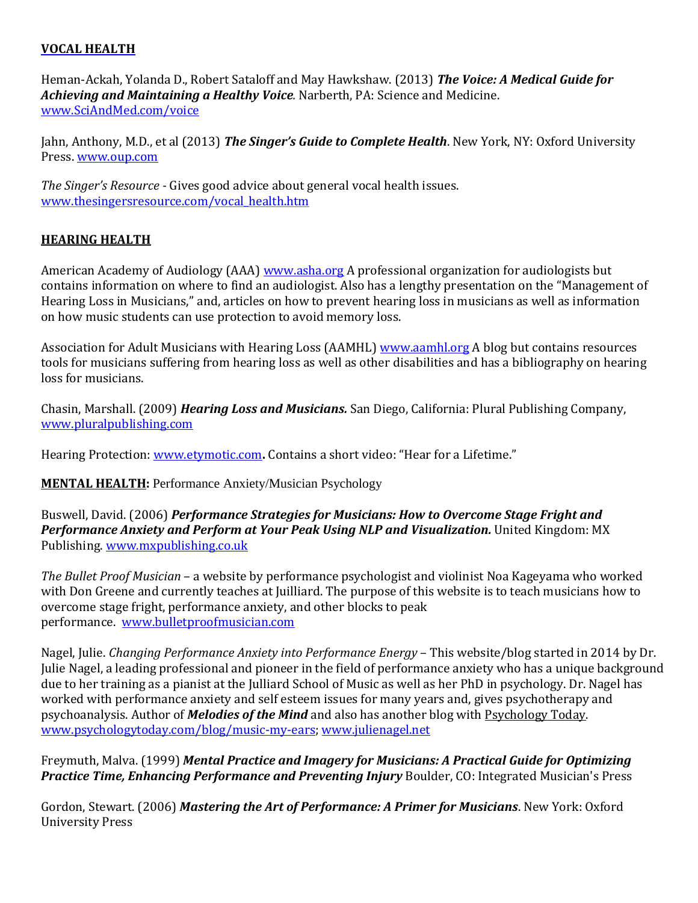## VOCAL HEALTH

Heman-Ackah, Yolanda D., Robert Sataloff and May Hawkshaw. (2013) ***The Voice: A Medical Guide for Achieving and Maintaining a Healthy Voice***. Narberth, PA: Science and Medicine. www.SciAndMed.com/voice

Jahn, Anthony, M.D., et al (2013) ***The Singer's Guide to Complete Health***. New York, NY: Oxford University Press. www.oup.com

*The Singer's Resource* - Gives good advice about general vocal health issues. www.thesingersresource.com/vocal_health.htm

## HEARING HEALTH

American Academy of Audiology (AAA) www.asha.org A professional organization for audiologists but contains information on where to find an audiologist. Also has a lengthy presentation on the "Management of Hearing Loss in Musicians," and, articles on how to prevent hearing loss in musicians as well as information on how music students can use protection to avoid memory loss.

Association for Adult Musicians with Hearing Loss (AAMHL) www.aamhl.org A blog but contains resources tools for musicians suffering from hearing loss as well as other disabilities and has a bibliography on hearing loss for musicians.

Chasin, Marshall. (2009) ***Hearing Loss and Musicians.*** San Diego, California: Plural Publishing Company, www.pluralpublishing.com

Hearing Protection: www.etymotic.com**.** Contains a short video: "Hear for a Lifetime."

## MENTAL HEALTH: Performance Anxiety/Musician Psychology

Buswell, David. (2006) ***Performance Strategies for Musicians: How to Overcome Stage Fright and Performance Anxiety and Perform at Your Peak Using NLP and Visualization.*** United Kingdom: MX Publishing. www.mxpublishing.co.uk

*The Bullet Proof Musician* – a website by performance psychologist and violinist Noa Kageyama who worked with Don Greene and currently teaches at Juilliard. The purpose of this website is to teach musicians how to overcome stage fright, performance anxiety, and other blocks to peak performance. www.bulletproofmusician.com

Nagel, Julie. *Changing Performance Anxiety into Performance Energy* – This website/blog started in 2014 by Dr. Julie Nagel, a leading professional and pioneer in the field of performance anxiety who has a unique background due to her training as a pianist at the Julliard School of Music as well as her PhD in psychology. Dr. Nagel has worked with performance anxiety and self esteem issues for many years and, gives psychotherapy and psychoanalysis. Author of ***Melodies of the Mind*** and also has another blog with Psychology Today. www.psychologytoday.com/blog/music-my-ears; www.julienagel.net

Freymuth, Malva. (1999) ***Mental Practice and Imagery for Musicians: A Practical Guide for Optimizing Practice Time, Enhancing Performance and Preventing Injury*** Boulder, CO: Integrated Musician's Press

Gordon, Stewart. (2006) ***Mastering the Art of Performance: A Primer for Musicians***. New York: Oxford University Press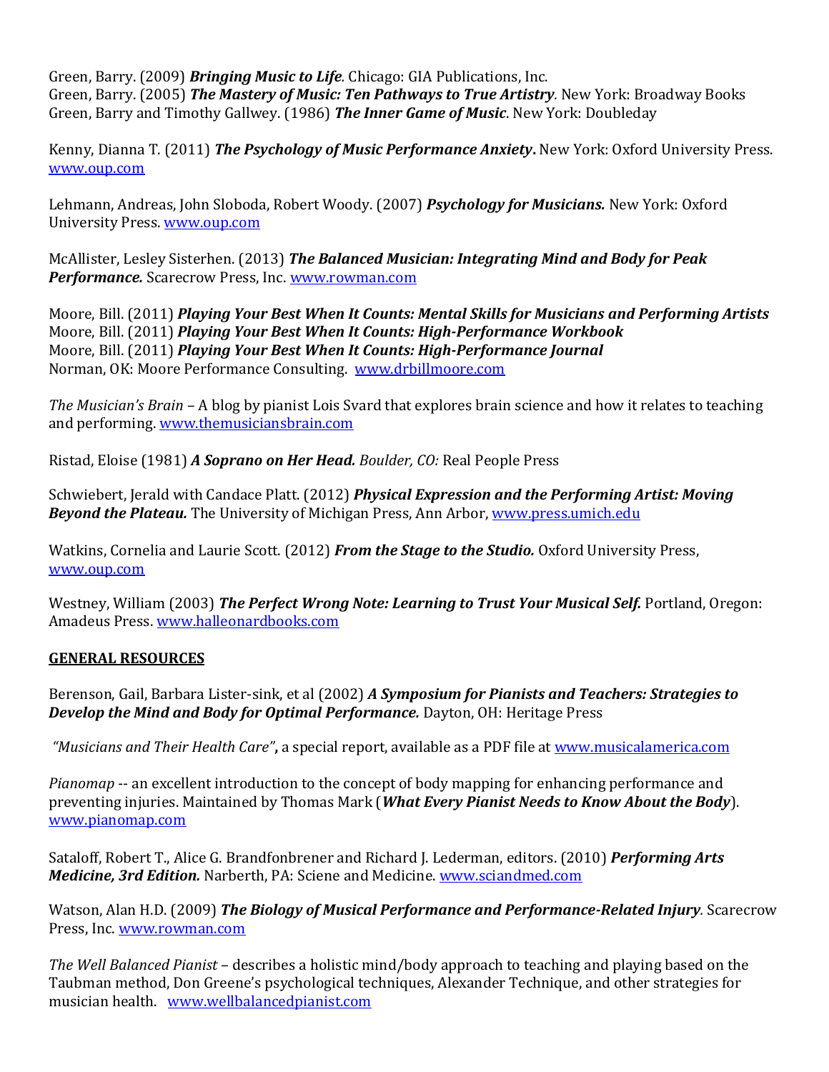Green, Barry. (2009) ***Bringing Music to Life**.* Chicago: GIA Publications, Inc.
Green, Barry. (2005) ***The Mastery of Music: Ten Pathways to True Artistry**.* New York: Broadway Books
Green, Barry and Timothy Gallwey. (1986) ***The Inner Game of Music***. New York: Doubleday

Kenny, Dianna T. (2011) ***The Psychology of Music Performance Anxiety*****.** New York: Oxford University Press. www.oup.com

Lehmann, Andreas, John Sloboda, Robert Woody. (2007) ***Psychology for Musicians.*** New York: Oxford University Press. www.oup.com

McAllister, Lesley Sisterhen. (2013) ***The Balanced Musician: Integrating Mind and Body for Peak Performance.*** Scarecrow Press, Inc. www.rowman.com

Moore, Bill. (2011) ***Playing Your Best When It Counts: Mental Skills for Musicians and Performing Artists***
Moore, Bill. (2011) ***Playing Your Best When It Counts: High-Performance Workbook***
Moore, Bill. (2011) ***Playing Your Best When It Counts: High-Performance Journal***
Norman, OK: Moore Performance Consulting. www.drbillmoore.com

*The Musician's Brain* – A blog by pianist Lois Svard that explores brain science and how it relates to teaching and performing. www.themusiciansbrain.com

Ristad, Eloise (1981) ***A Soprano on Her Head.*** *Boulder, CO:* Real People Press

Schwiebert, Jerald with Candace Platt. (2012) ***Physical Expression and the Performing Artist: Moving Beyond the Plateau.*** The University of Michigan Press, Ann Arbor, www.press.umich.edu

Watkins, Cornelia and Laurie Scott. (2012) ***From the Stage to the Studio.*** Oxford University Press, www.oup.com

Westney, William (2003) ***The Perfect Wrong Note: Learning to Trust Your Musical Self.*** Portland, Oregon: Amadeus Press. www.halleonardbooks.com

## GENERAL RESOURCES

Berenson, Gail, Barbara Lister-sink, et al (2002) ***A Symposium for Pianists and Teachers: Strategies to Develop the Mind and Body for Optimal Performance.*** Dayton, OH: Heritage Press

*"Musicians and Their Health Care"***,** a special report, available as a PDF file at www.musicalamerica.com

*Pianomap* -- an excellent introduction to the concept of body mapping for enhancing performance and preventing injuries. Maintained by Thomas Mark (***What Every Pianist Needs to Know About the Body***). www.pianomap.com

Sataloff, Robert T., Alice G. Brandfonbrener and Richard J. Lederman, editors. (2010) ***Performing Arts Medicine, 3rd Edition.*** Narberth, PA: Sciene and Medicine. www.sciandmed.com

Watson, Alan H.D. (2009) ***The Biology of Musical Performance and Performance-Related Injury**.* Scarecrow Press, Inc. www.rowman.com

*The Well Balanced Pianist* – describes a holistic mind/body approach to teaching and playing based on the Taubman method, Don Greene's psychological techniques, Alexander Technique, and other strategies for musician health. www.wellbalancedpianist.com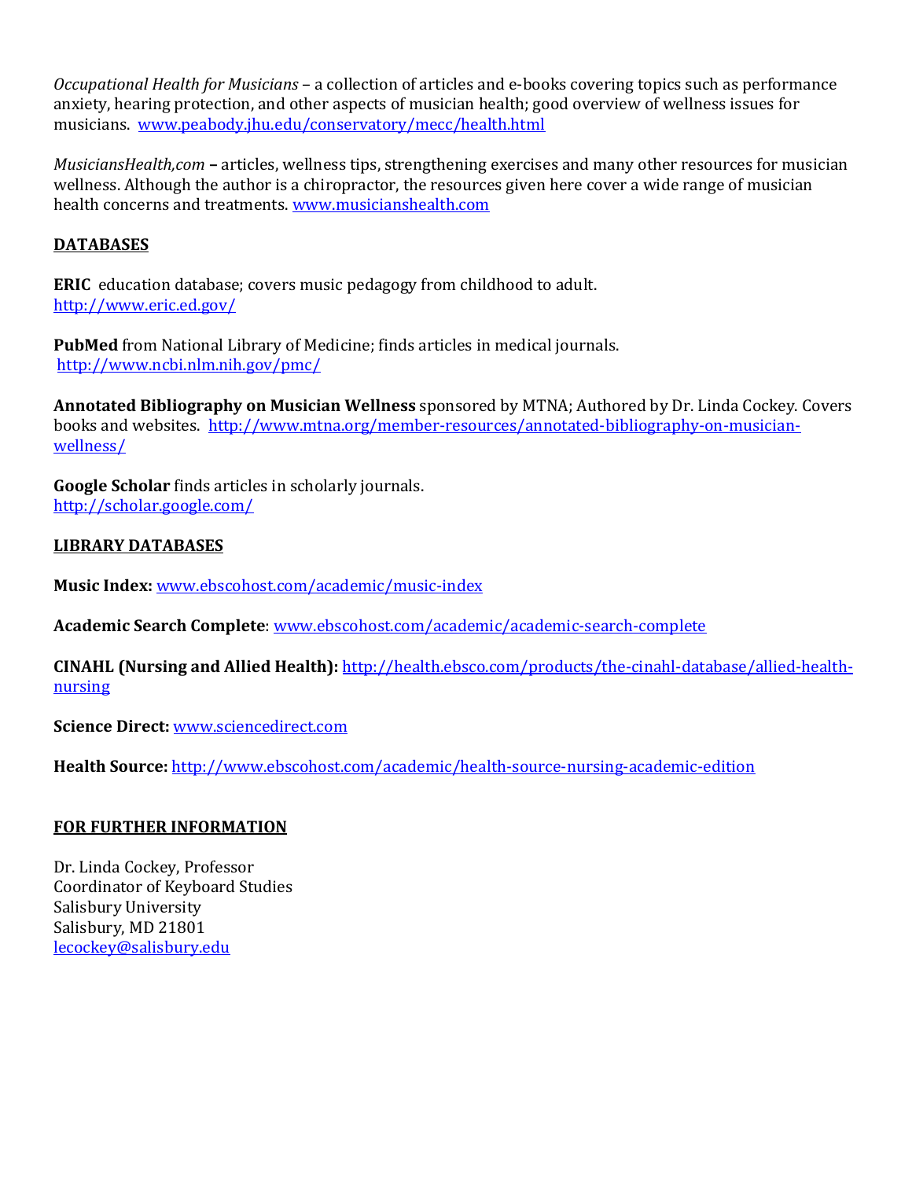*Occupational Health for Musicians* – a collection of articles and e-books covering topics such as performance anxiety, hearing protection, and other aspects of musician health; good overview of wellness issues for musicians. www.peabody.jhu.edu/conservatory/mecc/health.html

*MusiciansHealth,com* **–** articles, wellness tips, strengthening exercises and many other resources for musician wellness. Although the author is a chiropractor, the resources given here cover a wide range of musician health concerns and treatments. www.musicianshealth.com

**DATABASES**

**ERIC** education database; covers music pedagogy from childhood to adult.
http://www.eric.ed.gov/

**PubMed** from National Library of Medicine; finds articles in medical journals.
http://www.ncbi.nlm.nih.gov/pmc/

**Annotated Bibliography on Musician Wellness** sponsored by MTNA; Authored by Dr. Linda Cockey. Covers books and websites. http://www.mtna.org/member-resources/annotated-bibliography-on-musician-wellness/

**Google Scholar** finds articles in scholarly journals.
http://scholar.google.com/

**LIBRARY DATABASES**

**Music Index:** www.ebscohost.com/academic/music-index

**Academic Search Complete**: www.ebscohost.com/academic/academic-search-complete

**CINAHL (Nursing and Allied Health):** http://health.ebsco.com/products/the-cinahl-database/allied-health-nursing

**Science Direct:** www.sciencedirect.com

**Health Source:** http://www.ebscohost.com/academic/health-source-nursing-academic-edition

**FOR FURTHER INFORMATION**

Dr. Linda Cockey, Professor
Coordinator of Keyboard Studies
Salisbury University
Salisbury, MD 21801
lecockey@salisbury.edu